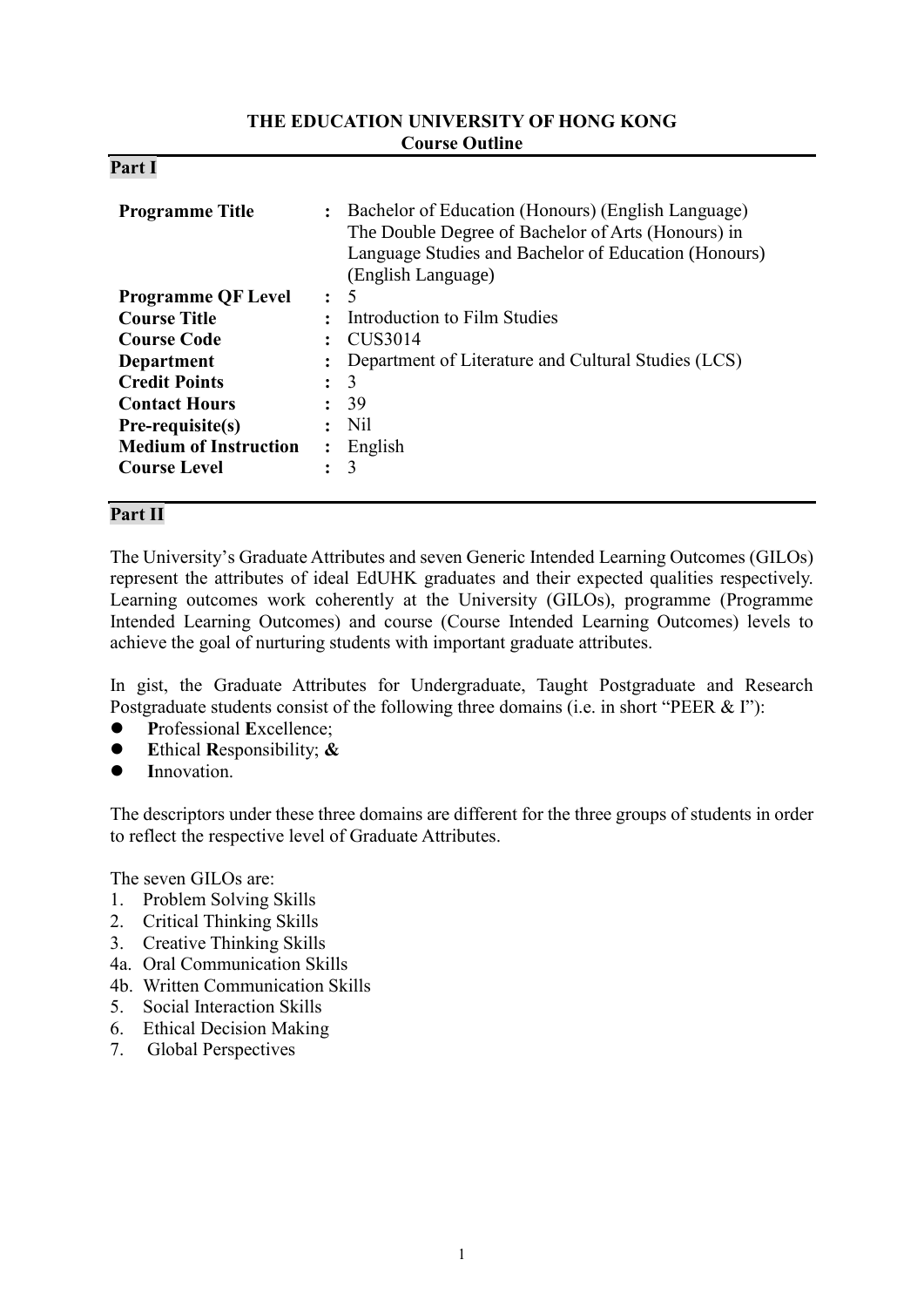**THE EDUCATION UNIVERSITY OF HONG KONG**
**Course Outline**

## Part I

| | | |
|---|---|---|
| **Programme Title** | : | Bachelor of Education (Honours) (English Language)<br>The Double Degree of Bachelor of Arts (Honours) in Language Studies and Bachelor of Education (Honours) (English Language) |
| **Programme QF Level** | : | 5 |
| **Course Title** | : | Introduction to Film Studies |
| **Course Code** | : | CUS3014 |
| **Department** | : | Department of Literature and Cultural Studies (LCS) |
| **Credit Points** | : | 3 |
| **Contact Hours** | : | 39 |
| **Pre-requisite(s)** | : | Nil |
| **Medium of Instruction** | : | English |
| **Course Level** | : | 3 |

## Part II

The University's Graduate Attributes and seven Generic Intended Learning Outcomes (GILOs) represent the attributes of ideal EdUHK graduates and their expected qualities respectively. Learning outcomes work coherently at the University (GILOs), programme (Programme Intended Learning Outcomes) and course (Course Intended Learning Outcomes) levels to achieve the goal of nurturing students with important graduate attributes.

In gist, the Graduate Attributes for Undergraduate, Taught Postgraduate and Research Postgraduate students consist of the following three domains (i.e. in short "PEER & I"):

- **P**rofessional **E**xcellence;
- **E**thical **R**esponsibility; **&**
- **I**nnovation.

The descriptors under these three domains are different for the three groups of students in order to reflect the respective level of Graduate Attributes.

The seven GILOs are:

1. Problem Solving Skills
2. Critical Thinking Skills
3. Creative Thinking Skills

4a. Oral Communication Skills
4b. Written Communication Skills

5. Social Interaction Skills
6. Ethical Decision Making
7. Global Perspectives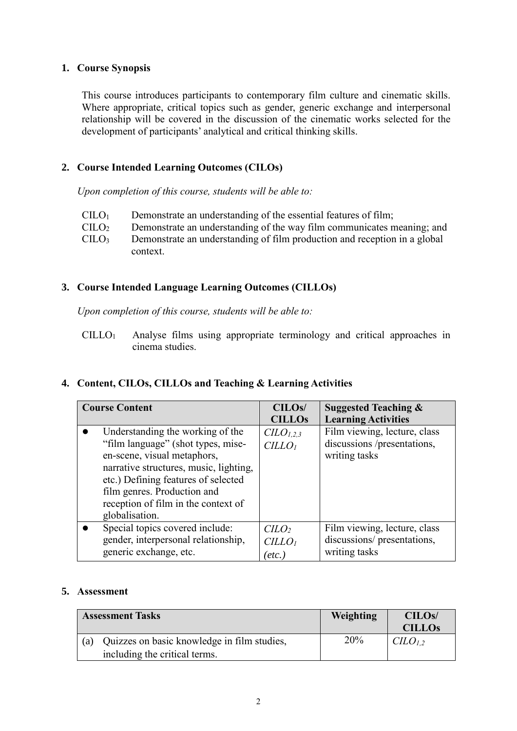## 1. Course Synopsis

This course introduces participants to contemporary film culture and cinematic skills. Where appropriate, critical topics such as gender, generic exchange and interpersonal relationship will be covered in the discussion of the cinematic works selected for the development of participants' analytical and critical thinking skills.

## 2. Course Intended Learning Outcomes (CILOs)

*Upon completion of this course, students will be able to:*

- $CILO_1$ Demonstrate an understanding of the essential features of film;
- $CILO_2$ Demonstrate an understanding of the way film communicates meaning; and
- $CILO_3$ Demonstrate an understanding of film production and reception in a global context.

## 3. Course Intended Language Learning Outcomes (CILLOs)

*Upon completion of this course, students will be able to:*

- $CILLO_1$ Analyse films using appropriate terminology and critical approaches in cinema studies.

## 4. Content, CILOs, CILLOs and Teaching & Learning Activities

| Course Content | CILOs/ CILLOs | Suggested Teaching & Learning Activities |
|---|---|---|
| • Understanding the working of the "film language" (shot types, mise-en-scene, visual metaphors, narrative structures, music, lighting, etc.) Defining features of selected film genres. Production and reception of film in the context of globalisation. | *$CILO_{1,2,3}$* *$CILLO_1$* | Film viewing, lecture, class discussions /presentations, writing tasks |
| • Special topics covered include: gender, interpersonal relationship, generic exchange, etc. | *$CILO_2$* *$CILLO_1$* *(etc.)* | Film viewing, lecture, class discussions/ presentations, writing tasks |

## 5. Assessment

| Assessment Tasks | Weighting | CILOs/ CILLOs |
|---|---|---|
| (a) Quizzes on basic knowledge in film studies, including the critical terms. | 20% | *$CILO_{1,2}$* |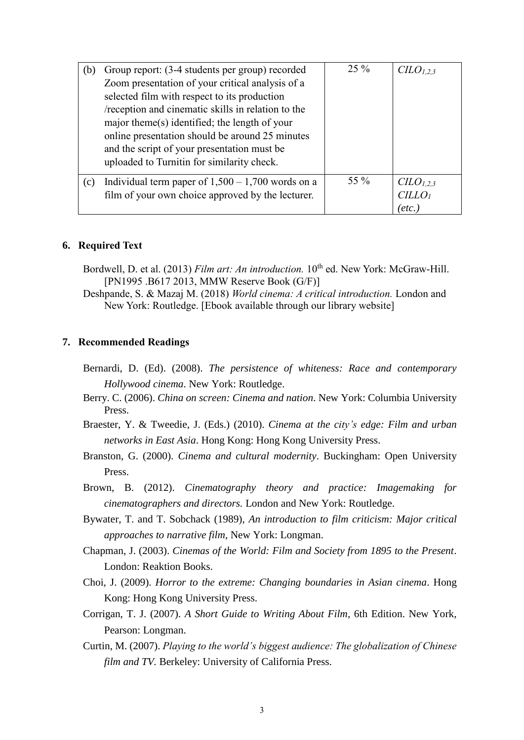| | | | |
|---|---|---|---|
| (b) | Group report: (3-4 students per group) recorded Zoom presentation of your critical analysis of a selected film with respect to its production /reception and cinematic skills in relation to the major theme(s) identified; the length of your online presentation should be around 25 minutes and the script of your presentation must be uploaded to Turnitin for similarity check. | 25 % | $CILO_{1,2,3}$ |
| (c) | Individual term paper of 1,500 – 1,700 words on a film of your own choice approved by the lecturer. | 55 % | $CILO_{1,2,3}$ $CILLO_{1}$ *(etc.)* |

## 6. Required Text

Bordwell, D. et al. (2013) *Film art: An introduction.* 10th ed. New York: McGraw-Hill. [PN1995 .B617 2013, MMW Reserve Book (G/F)]

Deshpande, S. & Mazaj M. (2018) *World cinema: A critical introduction.* London and New York: Routledge. [Ebook available through our library website]

## 7. Recommended Readings

Bernardi, D. (Ed). (2008). *The persistence of whiteness: Race and contemporary Hollywood cinema*. New York: Routledge.

Berry. C. (2006). *China on screen: Cinema and nation*. New York: Columbia University Press.

Braester, Y. & Tweedie, J. (Eds.) (2010). *Cinema at the city's edge: Film and urban networks in East Asia*. Hong Kong: Hong Kong University Press.

Branston, G. (2000). *Cinema and cultural modernity*. Buckingham: Open University Press.

Brown, B. (2012). *Cinematography theory and practice: Imagemaking for cinematographers and directors.* London and New York: Routledge.

Bywater, T. and T. Sobchack (1989), *An introduction to film criticism: Major critical approaches to narrative film*, New York: Longman.

Chapman, J. (2003). *Cinemas of the World: Film and Society from 1895 to the Present*. London: Reaktion Books.

Choi, J. (2009). *Horror to the extreme: Changing boundaries in Asian cinema*. Hong Kong: Hong Kong University Press.

Corrigan, T. J. (2007). *A Short Guide to Writing About Film*, 6th Edition. New York, Pearson: Longman.

Curtin, M. (2007). *Playing to the world's biggest audience: The globalization of Chinese film and TV.* Berkeley: University of California Press.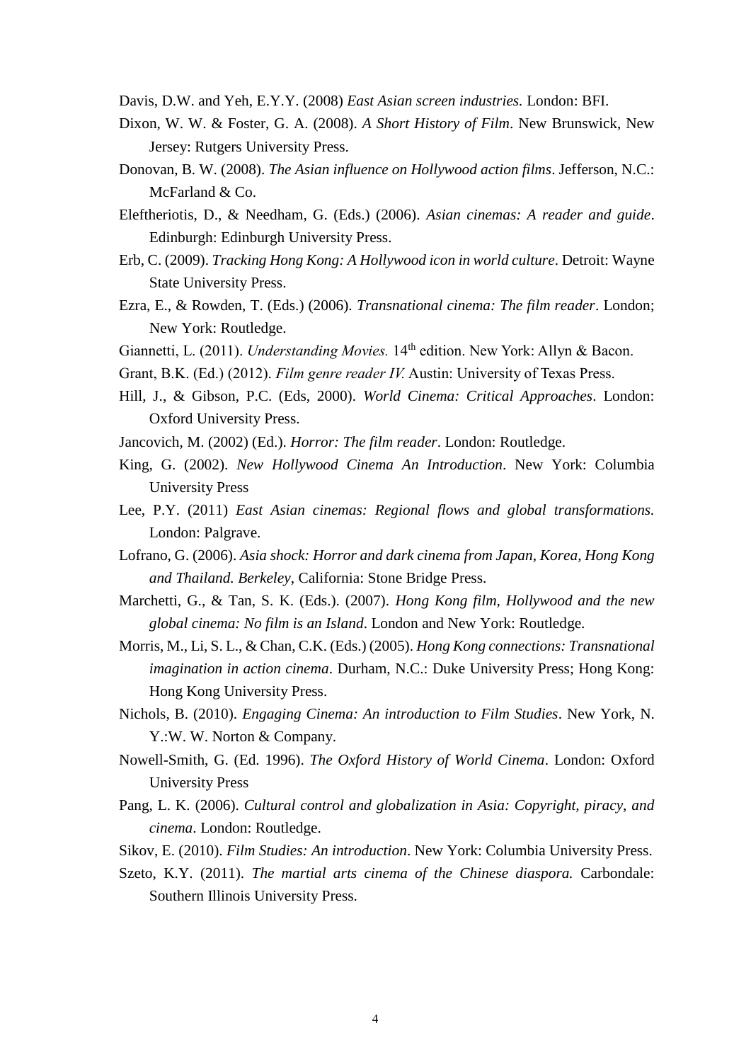Davis, D.W. and Yeh, E.Y.Y. (2008) *East Asian screen industries.* London: BFI.

Dixon, W. W. & Foster, G. A. (2008). *A Short History of Film*. New Brunswick, New Jersey: Rutgers University Press.

Donovan, B. W. (2008). *The Asian influence on Hollywood action films*. Jefferson, N.C.: McFarland & Co.

Eleftheriotis, D., & Needham, G. (Eds.) (2006). *Asian cinemas: A reader and guide*. Edinburgh: Edinburgh University Press.

Erb, C. (2009). *Tracking Hong Kong: A Hollywood icon in world culture*. Detroit: Wayne State University Press.

Ezra, E., & Rowden, T. (Eds.) (2006). *Transnational cinema: The film reader*. London; New York: Routledge.

Giannetti, L. (2011). *Understanding Movies.* 14th edition. New York: Allyn & Bacon.

Grant, B.K. (Ed.) (2012). *Film genre reader IV.* Austin: University of Texas Press.

Hill, J., & Gibson, P.C. (Eds, 2000). *World Cinema: Critical Approaches*. London: Oxford University Press.

Jancovich, M. (2002) (Ed.). *Horror: The film reader*. London: Routledge.

King, G. (2002). *New Hollywood Cinema An Introduction*. New York: Columbia University Press

Lee, P.Y. (2011) *East Asian cinemas: Regional flows and global transformations.* London: Palgrave.

Lofrano, G. (2006). *Asia shock: Horror and dark cinema from Japan, Korea, Hong Kong and Thailand. Berkeley*, California: Stone Bridge Press.

Marchetti, G., & Tan, S. K. (Eds.). (2007). *Hong Kong film, Hollywood and the new global cinema: No film is an Island*. London and New York: Routledge.

Morris, M., Li, S. L., & Chan, C.K. (Eds.) (2005). *Hong Kong connections: Transnational imagination in action cinema*. Durham, N.C.: Duke University Press; Hong Kong: Hong Kong University Press.

Nichols, B. (2010). *Engaging Cinema: An introduction to Film Studies*. New York, N. Y.:W. W. Norton & Company.

Nowell-Smith, G. (Ed. 1996). *The Oxford History of World Cinema*. London: Oxford University Press

Pang, L. K. (2006). *Cultural control and globalization in Asia: Copyright, piracy, and cinema*. London: Routledge.

Sikov, E. (2010). *Film Studies: An introduction*. New York: Columbia University Press.

Szeto, K.Y. (2011). *The martial arts cinema of the Chinese diaspora.* Carbondale: Southern Illinois University Press.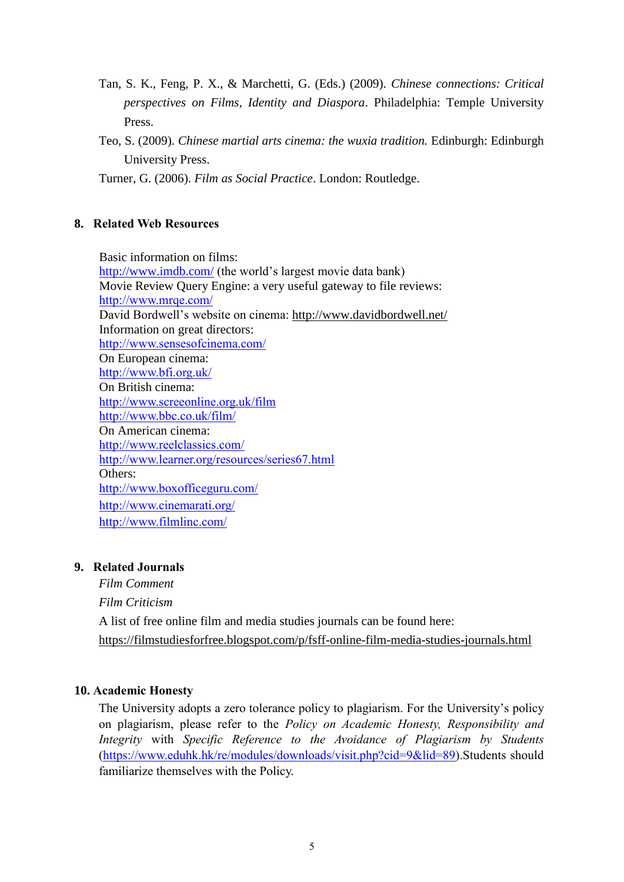Tan, S. K., Feng, P. X., & Marchetti, G. (Eds.) (2009). *Chinese connections: Critical perspectives on Films, Identity and Diaspora*. Philadelphia: Temple University Press.

Teo, S. (2009). *Chinese martial arts cinema: the wuxia tradition.* Edinburgh: Edinburgh University Press.

Turner, G. (2006). *Film as Social Practice*. London: Routledge.

## 8. Related Web Resources

Basic information on films:
http://www.imdb.com/ (the world's largest movie data bank)
Movie Review Query Engine: a very useful gateway to file reviews:
http://www.mrqe.com/
David Bordwell's website on cinema: http://www.davidbordwell.net/
Information on great directors:
http://www.sensesofcinema.com/
On European cinema:
http://www.bfi.org.uk/
On British cinema:
http://www.screeonline.org.uk/film
http://www.bbc.co.uk/film/
On American cinema:
http://www.reelclassics.com/
http://www.learner.org/resources/series67.html
Others:
http://www.boxofficeguru.com/
http://www.cinemarati.org/
http://www.filmlinc.com/

## 9. Related Journals

*Film Comment*

*Film Criticism*

A list of free online film and media studies journals can be found here:
https://filmstudiesforfree.blogspot.com/p/fsff-online-film-media-studies-journals.html

## 10. Academic Honesty

The University adopts a zero tolerance policy to plagiarism. For the University's policy on plagiarism, please refer to the *Policy on Academic Honesty, Responsibility and Integrity* with *Specific Reference to the Avoidance of Plagiarism by Students* (https://www.eduhk.hk/re/modules/downloads/visit.php?cid=9&lid=89).Students should familiarize themselves with the Policy.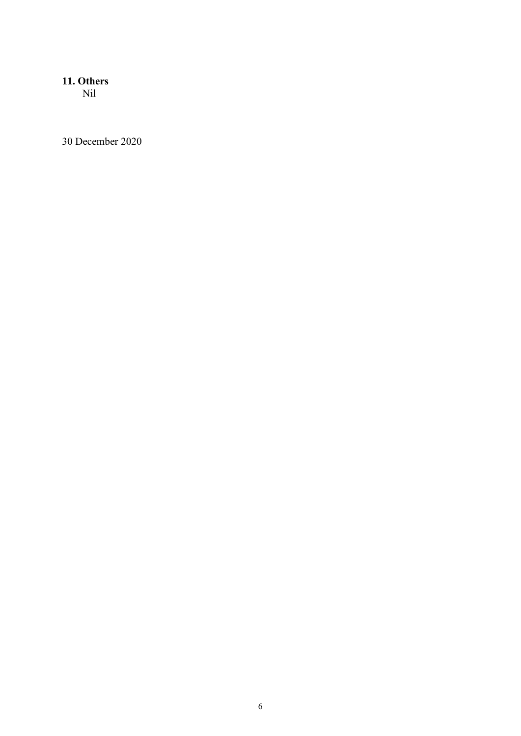**11. Others**

Nil

30 December 2020